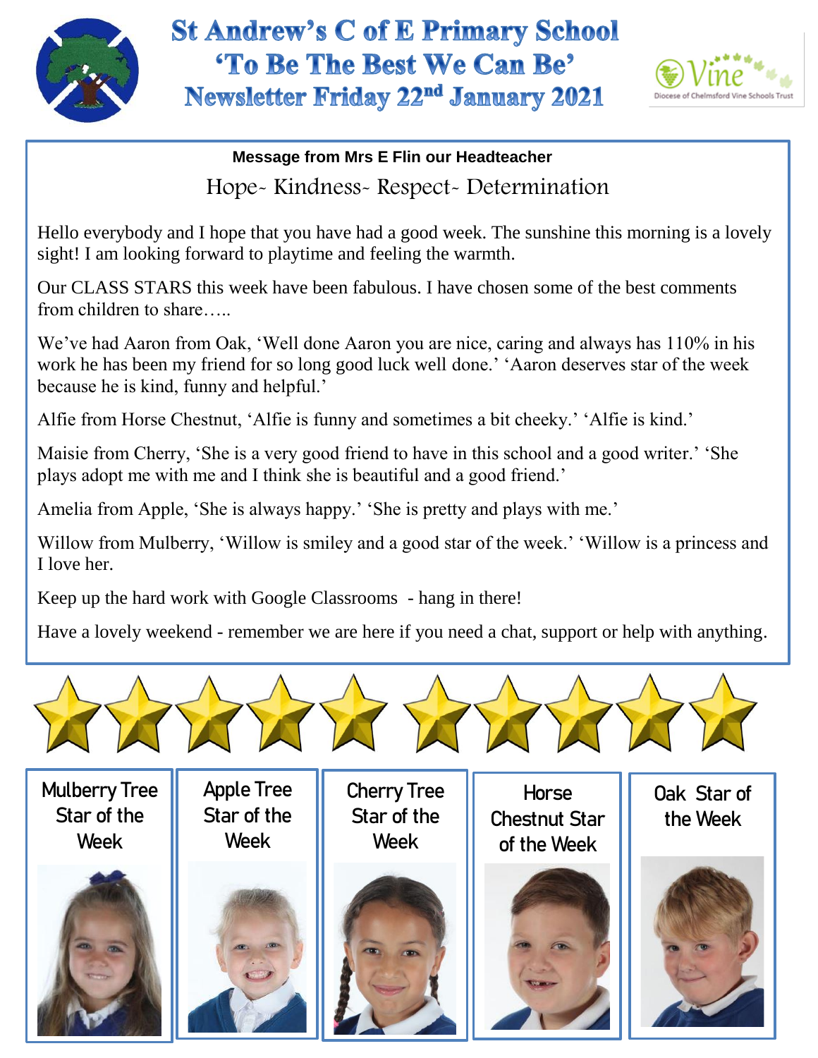# St Andrew's C of E Primary School

## 'To Be The Best We Can Be'

## Newsletter Friday 22nd January 2021

**Message from Mrs E Flin our Headteacher**

Hope- Kindness- Respect- Determination

Hello everybody and I hope that you have had a good week. The sunshine this morning is a lovely sight! I am looking forward to playtime and feeling the warmth.

Our CLASS STARS this week have been fabulous. I have chosen some of the best comments from children to share…..

We've had Aaron from Oak, 'Well done Aaron you are nice, caring and always has 110% in his work he has been my friend for so long good luck well done.' 'Aaron deserves star of the week because he is kind, funny and helpful.'

Alfie from Horse Chestnut, 'Alfie is funny and sometimes a bit cheeky.' 'Alfie is kind.'

Maisie from Cherry, 'She is a very good friend to have in this school and a good writer.' 'She plays adopt me with me and I think she is beautiful and a good friend.'

Amelia from Apple, 'She is always happy.' 'She is pretty and plays with me.'

Willow from Mulberry, 'Willow is smiley and a good star of the week.' 'Willow is a princess and I love her.

Keep up the hard work with Google Classrooms - hang in there!

Have a lovely weekend - remember we are here if you need a chat, support or help with anything.

Mulberry Tree Star of the Week

Apple Tree Star of the Week

Cherry Tree Star of the Week

Horse Chestnut Star of the Week

Oak Star of the Week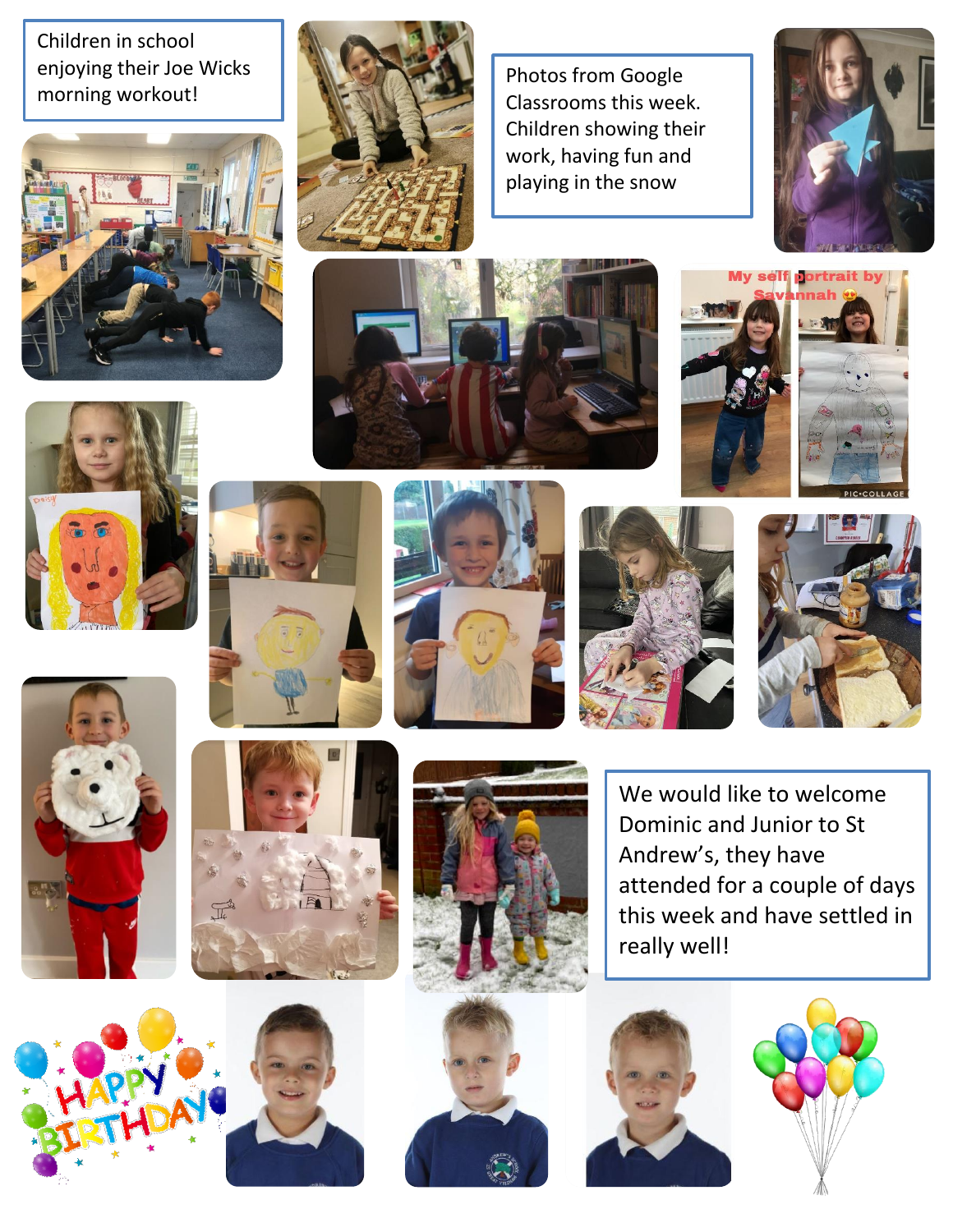Children in school enjoying their Joe Wicks morning workout!

Photos from Google Classrooms this week. Children showing their work, having fun and playing in the snow

We would like to welcome Dominic and Junior to St Andrew's, they have attended for a couple of days this week and have settled in really well!